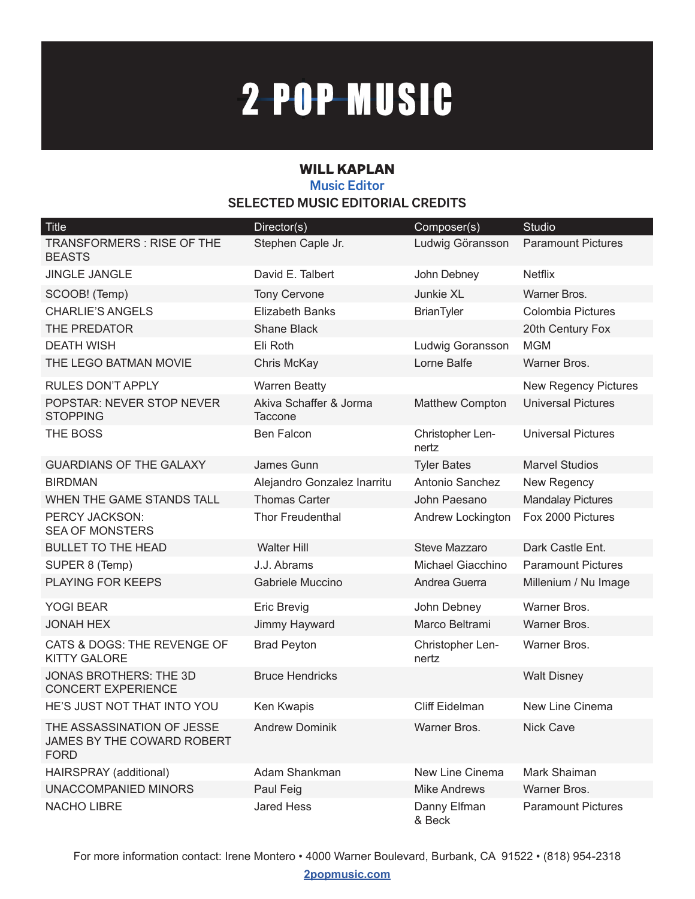# 2 POP MUSIC

## WILL KAPLAN

### Music Editor

### SELECTED MUSIC EDITORIAL CREDITS

| Title | Director(s) | Composer(s) | Studio |
|---|---|---|---|
| TRANSFORMERS : RISE OF THE BEASTS | Stephen Caple Jr. | Ludwig Göransson | Paramount Pictures |
| JINGLE JANGLE | David E. Talbert | John Debney | Netflix |
| SCOOB! (Temp) | Tony Cervone | Junkie XL | Warner Bros. |
| CHARLIE'S ANGELS | Elizabeth Banks | BrianTyler | Colombia Pictures |
| THE PREDATOR | Shane Black | | 20th Century Fox |
| DEATH WISH | Eli Roth | Ludwig Goransson | MGM |
| THE LEGO BATMAN MOVIE | Chris McKay | Lorne Balfe | Warner Bros. |
| RULES DON'T APPLY | Warren Beatty | | New Regency Pictures |
| POPSTAR: NEVER STOP NEVER STOPPING | Akiva Schaffer & Jorma Taccone | Matthew Compton | Universal Pictures |
| THE BOSS | Ben Falcon | Christopher Len-nertz | Universal Pictures |
| GUARDIANS OF THE GALAXY | James Gunn | Tyler Bates | Marvel Studios |
| BIRDMAN | Alejandro Gonzalez Inarritu | Antonio Sanchez | New Regency |
| WHEN THE GAME STANDS TALL | Thomas Carter | John Paesano | Mandalay Pictures |
| PERCY JACKSON: SEA OF MONSTERS | Thor Freudenthal | Andrew Lockington | Fox 2000 Pictures |
| BULLET TO THE HEAD | Walter Hill | Steve Mazzaro | Dark Castle Ent. |
| SUPER 8 (Temp) | J.J. Abrams | Michael Giacchino | Paramount Pictures |
| PLAYING FOR KEEPS | Gabriele Muccino | Andrea Guerra | Millenium / Nu Image |
| YOGI BEAR | Eric Brevig | John Debney | Warner Bros. |
| JONAH HEX | Jimmy Hayward | Marco Beltrami | Warner Bros. |
| CATS & DOGS: THE REVENGE OF KITTY GALORE | Brad Peyton | Christopher Len-nertz | Warner Bros. |
| JONAS BROTHERS: THE 3D CONCERT EXPERIENCE | Bruce Hendricks | | Walt Disney |
| HE'S JUST NOT THAT INTO YOU | Ken Kwapis | Cliff Eidelman | New Line Cinema |
| THE ASSASSINATION OF JESSE JAMES BY THE COWARD ROBERT FORD | Andrew Dominik | Warner Bros. | Nick Cave |
| HAIRSPRAY (additional) | Adam Shankman | New Line Cinema | Mark Shaiman |
| UNACCOMPANIED MINORS | Paul Feig | Mike Andrews | Warner Bros. |
| NACHO LIBRE | Jared Hess | Danny Elfman & Beck | Paramount Pictures |

For more information contact: Irene Montero • 4000 Warner Boulevard, Burbank, CA 91522 • (818) 954-2318

2popmusic.com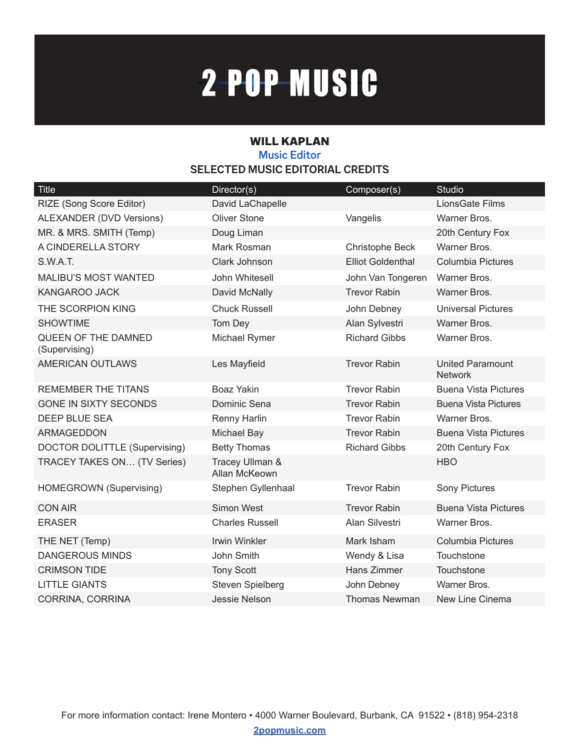# 2 POP MUSIC

## WILL KAPLAN

**Music Editor**

### SELECTED MUSIC EDITORIAL CREDITS

| Title | Director(s) | Composer(s) | Studio |
|---|---|---|---|
| RIZE (Song Score Editor) | David LaChapelle | | LionsGate Films |
| ALEXANDER (DVD Versions) | Oliver Stone | Vangelis | Warner Bros. |
| MR. & MRS. SMITH (Temp) | Doug Liman | | 20th Century Fox |
| A CINDERELLA STORY | Mark Rosman | Christophe Beck | Warner Bros. |
| S.W.A.T. | Clark Johnson | Elliot Goldenthal | Columbia Pictures |
| MALIBU'S MOST WANTED | John Whitesell | John Van Tongeren | Warner Bros. |
| KANGAROO JACK | David McNally | Trevor Rabin | Warner Bros. |
| THE SCORPION KING | Chuck Russell | John Debney | Universal Pictures |
| SHOWTIME | Tom Dey | Alan Sylvestri | Warner Bros. |
| QUEEN OF THE DAMNED (Supervising) | Michael Rymer | Richard Gibbs | Warner Bros. |
| AMERICAN OUTLAWS | Les Mayfield | Trevor Rabin | United Paramount Network |
| REMEMBER THE TITANS | Boaz Yakin | Trevor Rabin | Buena Vista Pictures |
| GONE IN SIXTY SECONDS | Dominic Sena | Trevor Rabin | Buena Vista Pictures |
| DEEP BLUE SEA | Renny Harlin | Trevor Rabin | Warner Bros. |
| ARMAGEDDON | Michael Bay | Trevor Rabin | Buena Vista Pictures |
| DOCTOR DOLITTLE (Supervising) | Betty Thomas | Richard Gibbs | 20th Century Fox |
| TRACEY TAKES ON… (TV Series) | Tracey Ullman & Allan McKeown | | HBO |
| HOMEGROWN (Supervising) | Stephen Gyllenhaal | Trevor Rabin | Sony Pictures |
| CON AIR | Simon West | Trevor Rabin | Buena Vista Pictures |
| ERASER | Charles Russell | Alan Silvestri | Warner Bros. |
| THE NET (Temp) | Irwin Winkler | Mark Isham | Columbia Pictures |
| DANGEROUS MINDS | John Smith | Wendy & Lisa | Touchstone |
| CRIMSON TIDE | Tony Scott | Hans Zimmer | Touchstone |
| LITTLE GIANTS | Steven Spielberg | John Debney | Warner Bros. |
| CORRINA, CORRINA | Jessie Nelson | Thomas Newman | New Line Cinema |

For more information contact: Irene Montero • 4000 Warner Boulevard, Burbank, CA 91522 • (818) 954-2318

2popmusic.com